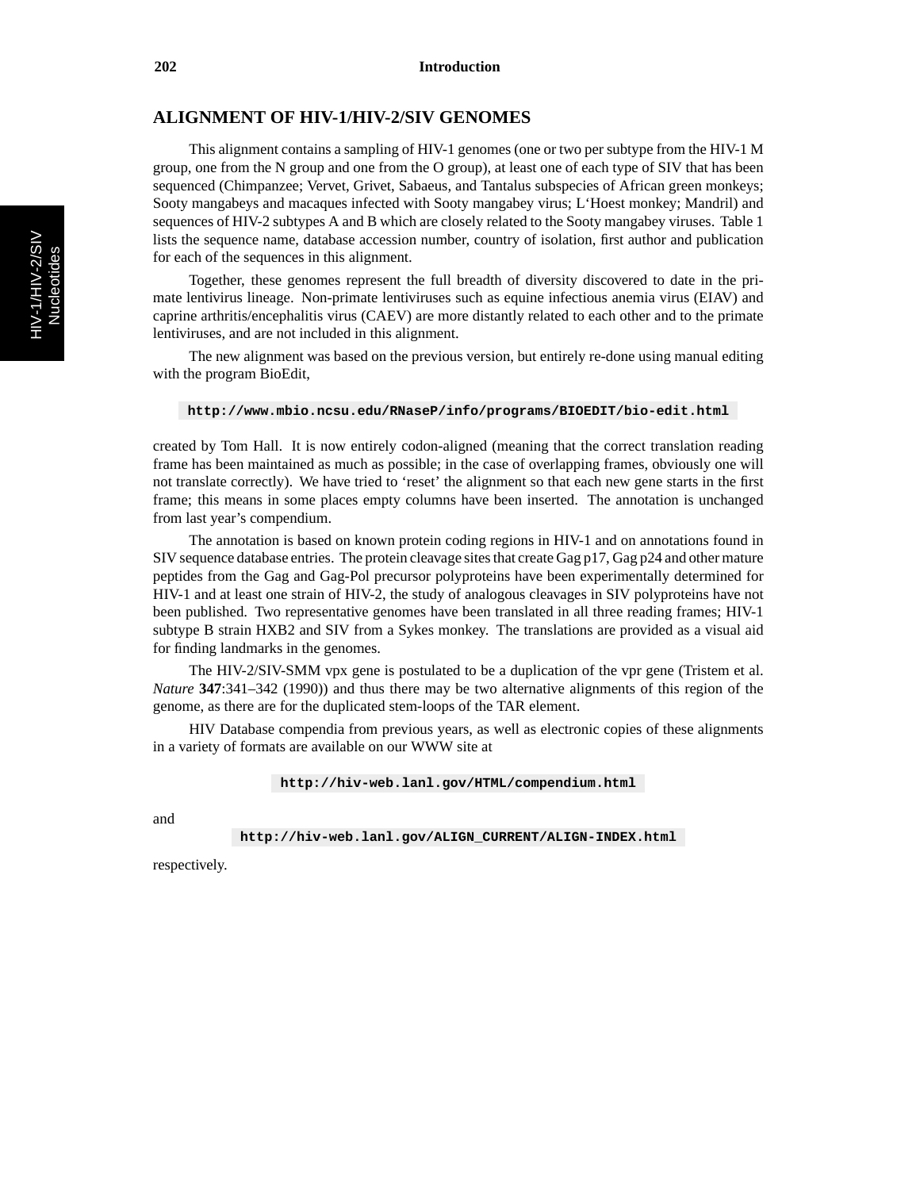## ALIGNMENT OF HIV-1/HIV-2/SIV GENOMES

This alignment contains a sampling of HIV-1 genomes (one or two per subtype from the HIV-1 M group, one from the N group and one from the O group), at least one of each type of SIV that has been sequenced (Chimpanzee; Vervet, Grivet, Sabaeus, and Tantalus subspecies of African green monkeys; Sooty mangabeys and macaques infected with Sooty mangabey virus; L'Hoest monkey; Mandril) and sequences of HIV-2 subtypes A and B which are closely related to the Sooty mangabey viruses. Table 1 lists the sequence name, database accession number, country of isolation, first author and publication for each of the sequences in this alignment.

Together, these genomes represent the full breadth of diversity discovered to date in the primate lentivirus lineage. Non-primate lentiviruses such as equine infectious anemia virus (EIAV) and caprine arthritis/encephalitis virus (CAEV) are more distantly related to each other and to the primate lentiviruses, and are not included in this alignment.

The new alignment was based on the previous version, but entirely re-done using manual editing with the program BioEdit,

`http://www.mbio.ncsu.edu/RNaseP/info/programs/BIOEDIT/bio-edit.html`

created by Tom Hall. It is now entirely codon-aligned (meaning that the correct translation reading frame has been maintained as much as possible; in the case of overlapping frames, obviously one will not translate correctly). We have tried to 'reset' the alignment so that each new gene starts in the first frame; this means in some places empty columns have been inserted. The annotation is unchanged from last year's compendium.

The annotation is based on known protein coding regions in HIV-1 and on annotations found in SIV sequence database entries. The protein cleavage sites that create Gag p17, Gag p24 and other mature peptides from the Gag and Gag-Pol precursor polyproteins have been experimentally determined for HIV-1 and at least one strain of HIV-2, the study of analogous cleavages in SIV polyproteins have not been published. Two representative genomes have been translated in all three reading frames; HIV-1 subtype B strain HXB2 and SIV from a Sykes monkey. The translations are provided as a visual aid for finding landmarks in the genomes.

The HIV-2/SIV-SMM vpx gene is postulated to be a duplication of the vpr gene (Tristem et al. *Nature* **347**:341–342 (1990)) and thus there may be two alternative alignments of this region of the genome, as there are for the duplicated stem-loops of the TAR element.

HIV Database compendia from previous years, as well as electronic copies of these alignments in a variety of formats are available on our WWW site at

`http://hiv-web.lanl.gov/HTML/compendium.html`

and

`http://hiv-web.lanl.gov/ALIGN_CURRENT/ALIGN-INDEX.html`

respectively.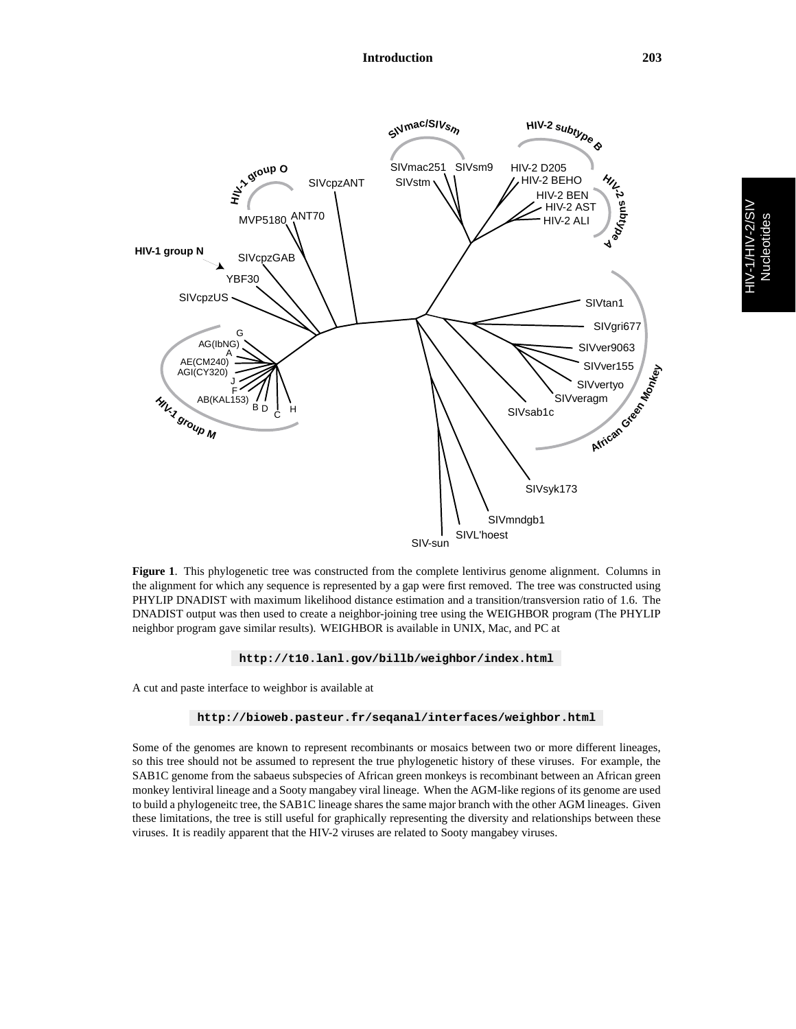SIVmac/SIVsm

HIV-2 subtype B

SIVmac251 SIVsm9

SIVstm

HIV-2 D205

HIV-2 BEHO

HIV-2 BEN

HIV-2 AST

HIV-2 ALI

HIV-2 subtype A

HIV-1 group O

SIVcpzANT

MVP5180 ANT70

HIV-1 group N

SIVcpzGAB

YBF30

SIVcpzUS

SIVtan1

SIVgri677

SIVver9063

SIVver155

SIVvertyo

SIVveragm

SIVsab1c

African Green Monkey

G

AG(IbNG)

A

AE(CM240)

AGI(CY320)

J

F

AB(KAL153)

B D C H

HIV-1 group M

SIVsyk173

SIVmndgb1

SIVL'hoest

SIV-sun

**Figure 1**. This phylogenetic tree was constructed from the complete lentivirus genome alignment. Columns in the alignment for which any sequence is represented by a gap were first removed. The tree was constructed using PHYLIP DNADIST with maximum likelihood distance estimation and a transition/transversion ratio of 1.6. The DNADIST output was then used to create a neighbor-joining tree using the WEIGHBOR program (The PHYLIP neighbor program gave similar results). WEIGHBOR is available in UNIX, Mac, and PC at

```
http://t10.lanl.gov/billb/weighbor/index.html
```

A cut and paste interface to weighbor is available at

```
http://bioweb.pasteur.fr/seqanal/interfaces/weighbor.html
```

Some of the genomes are known to represent recombinants or mosaics between two or more different lineages, so this tree should not be assumed to represent the true phylogenetic history of these viruses. For example, the SAB1C genome from the sabaeus subspecies of African green monkeys is recombinant between an African green monkey lentiviral lineage and a Sooty mangabey viral lineage. When the AGM-like regions of its genome are used to build a phylogeneitc tree, the SAB1C lineage shares the same major branch with the other AGM lineages. Given these limitations, the tree is still useful for graphically representing the diversity and relationships between these viruses. It is readily apparent that the HIV-2 viruses are related to Sooty mangabey viruses.